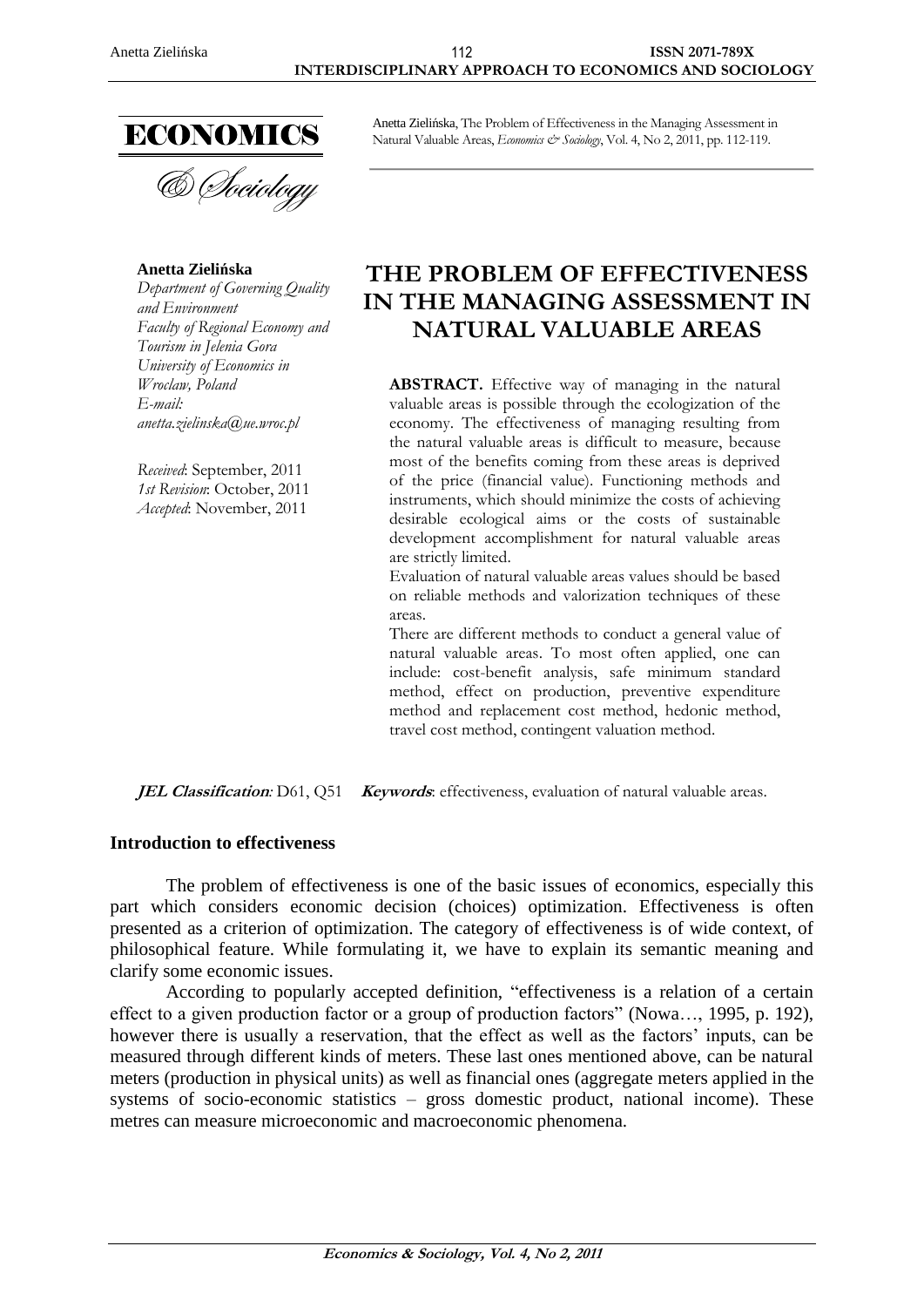**ECONOMICS**

*& Sociology*

Anetta Zielińska, The Problem of Effectiveness in the Managing Assessment in Natural Valuable Areas, *Economics & Sociology*, Vol. 4, No 2, 2011, pp. 112-119.

**Anetta Zielińska**
*Department of Governing Quality and Environment*
*Faculty of Regional Economy and Tourism in Jelenia Gora*
*University of Economics in Wroclaw, Poland*
*E-mail: anetta.zielinska@ue.wroc.pl*

*Received*: September, 2011
*1st Revision*: October, 2011
*Accepted*: November, 2011

# THE PROBLEM OF EFFECTIVENESS IN THE MANAGING ASSESSMENT IN NATURAL VALUABLE AREAS

**ABSTRACT.** Effective way of managing in the natural valuable areas is possible through the ecologization of the economy. The effectiveness of managing resulting from the natural valuable areas is difficult to measure, because most of the benefits coming from these areas is deprived of the price (financial value). Functioning methods and instruments, which should minimize the costs of achieving desirable ecological aims or the costs of sustainable development accomplishment for natural valuable areas are strictly limited.

Evaluation of natural valuable areas values should be based on reliable methods and valorization techniques of these areas.

There are different methods to conduct a general value of natural valuable areas. To most often applied, one can include: cost-benefit analysis, safe minimum standard method, effect on production, preventive expenditure method and replacement cost method, hedonic method, travel cost method, contingent valuation method.

***JEL Classification*:** D61, Q51 ***Keywords*:** effectiveness, evaluation of natural valuable areas.

## Introduction to effectiveness

The problem of effectiveness is one of the basic issues of economics, especially this part which considers economic decision (choices) optimization. Effectiveness is often presented as a criterion of optimization. The category of effectiveness is of wide context, of philosophical feature. While formulating it, we have to explain its semantic meaning and clarify some economic issues.

According to popularly accepted definition, "effectiveness is a relation of a certain effect to a given production factor or a group of production factors" (Nowa…, 1995, p. 192), however there is usually a reservation, that the effect as well as the factors' inputs, can be measured through different kinds of meters. These last ones mentioned above, can be natural meters (production in physical units) as well as financial ones (aggregate meters applied in the systems of socio-economic statistics – gross domestic product, national income). These metres can measure microeconomic and macroeconomic phenomena.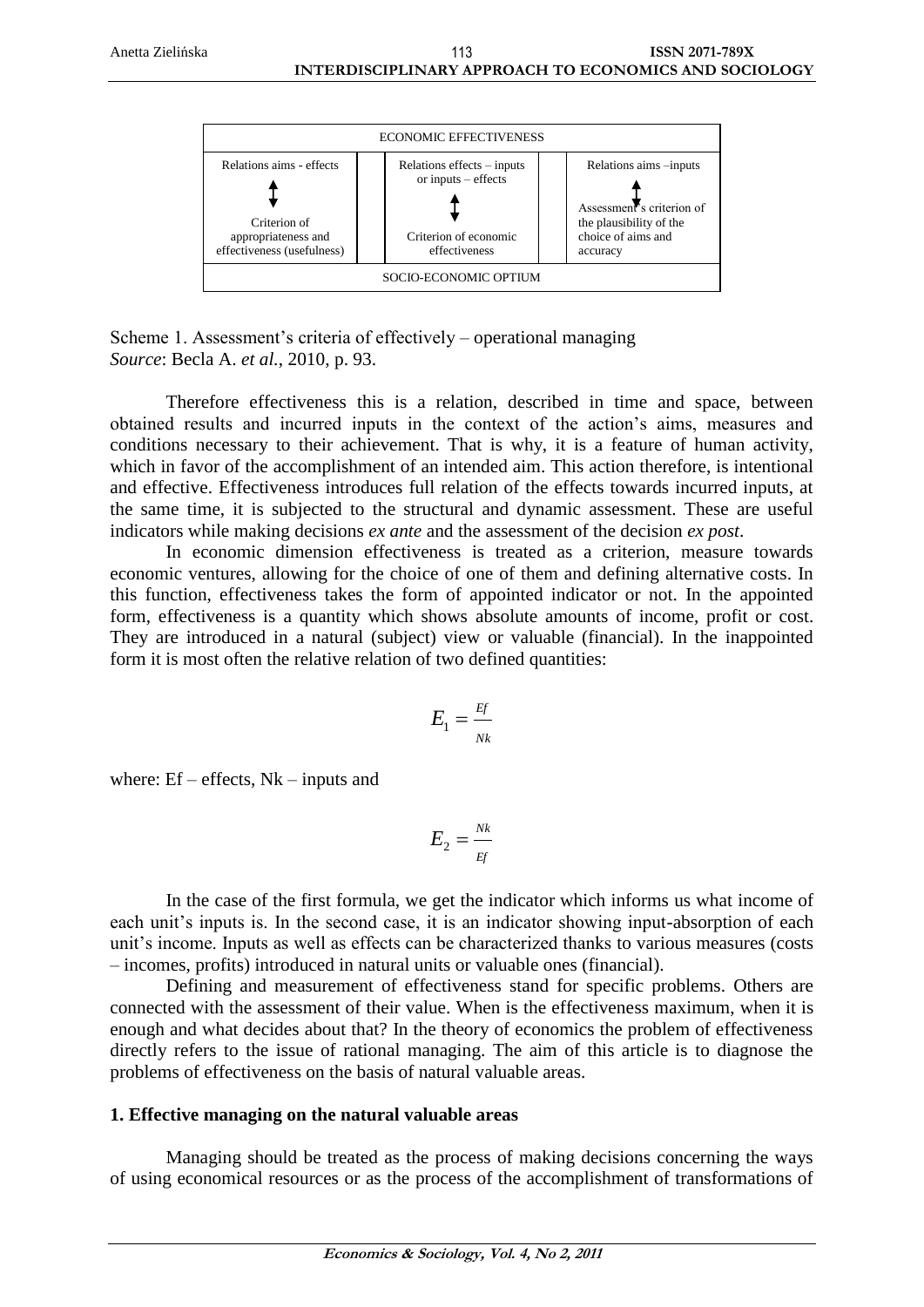| ECONOMIC EFFECTIVENESS | | |
|---|---|---|
| Relations aims - effects | Relations effects – inputs or inputs – effects | Relations aims –inputs |
| ↕ | ↕ | ↕ |
| Criterion of appropriateness and effectiveness (usefulness) | Criterion of economic effectiveness | Assessment's criterion of the plausibility of the choice of aims and accuracy |
| SOCIO-ECONOMIC OPTIUM | | |

Scheme 1. Assessment's criteria of effectively – operational managing
*Source*: Becla A. *et al.*, 2010, p. 93.

Therefore effectiveness this is a relation, described in time and space, between obtained results and incurred inputs in the context of the action's aims, measures and conditions necessary to their achievement. That is why, it is a feature of human activity, which in favor of the accomplishment of an intended aim. This action therefore, is intentional and effective. Effectiveness introduces full relation of the effects towards incurred inputs, at the same time, it is subjected to the structural and dynamic assessment. These are useful indicators while making decisions *ex ante* and the assessment of the decision *ex post*.

In economic dimension effectiveness is treated as a criterion, measure towards economic ventures, allowing for the choice of one of them and defining alternative costs. In this function, effectiveness takes the form of appointed indicator or not. In the appointed form, effectiveness is a quantity which shows absolute amounts of income, profit or cost. They are introduced in a natural (subject) view or valuable (financial). In the inappointed form it is most often the relative relation of two defined quantities:

$$E_1 = \frac{Ef}{Nk}$$

where: Ef – effects, Nk – inputs and

$$E_2 = \frac{Nk}{Ef}$$

In the case of the first formula, we get the indicator which informs us what income of each unit's inputs is. In the second case, it is an indicator showing input-absorption of each unit's income. Inputs as well as effects can be characterized thanks to various measures (costs – incomes, profits) introduced in natural units or valuable ones (financial).

Defining and measurement of effectiveness stand for specific problems. Others are connected with the assessment of their value. When is the effectiveness maximum, when it is enough and what decides about that? In the theory of economics the problem of effectiveness directly refers to the issue of rational managing. The aim of this article is to diagnose the problems of effectiveness on the basis of natural valuable areas.

## 1. Effective managing on the natural valuable areas

Managing should be treated as the process of making decisions concerning the ways of using economical resources or as the process of the accomplishment of transformations of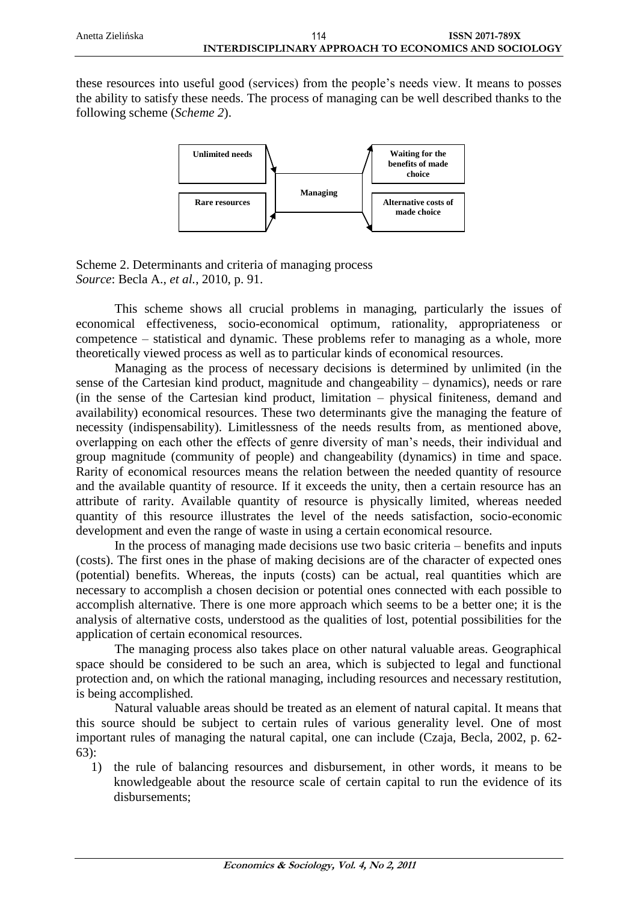these resources into useful good (services) from the people's needs view. It means to posses the ability to satisfy these needs. The process of managing can be well described thanks to the following scheme (*Scheme 2*).

| | | |
|---|---|---|
| **Unlimited needs** | **Managing** | **Waiting for the benefits of made choice** |
| **Rare resources** | | **Alternative costs of made choice** |

Scheme 2. Determinants and criteria of managing process
*Source*: Becla A., *et al.*, 2010, p. 91.

This scheme shows all crucial problems in managing, particularly the issues of economical effectiveness, socio-economical optimum, rationality, appropriateness or competence – statistical and dynamic. These problems refer to managing as a whole, more theoretically viewed process as well as to particular kinds of economical resources.

Managing as the process of necessary decisions is determined by unlimited (in the sense of the Cartesian kind product, magnitude and changeability – dynamics), needs or rare (in the sense of the Cartesian kind product, limitation – physical finiteness, demand and availability) economical resources. These two determinants give the managing the feature of necessity (indispensability). Limitlessness of the needs results from, as mentioned above, overlapping on each other the effects of genre diversity of man's needs, their individual and group magnitude (community of people) and changeability (dynamics) in time and space. Rarity of economical resources means the relation between the needed quantity of resource and the available quantity of resource. If it exceeds the unity, then a certain resource has an attribute of rarity. Available quantity of resource is physically limited, whereas needed quantity of this resource illustrates the level of the needs satisfaction, socio-economic development and even the range of waste in using a certain economical resource.

In the process of managing made decisions use two basic criteria – benefits and inputs (costs). The first ones in the phase of making decisions are of the character of expected ones (potential) benefits. Whereas, the inputs (costs) can be actual, real quantities which are necessary to accomplish a chosen decision or potential ones connected with each possible to accomplish alternative. There is one more approach which seems to be a better one; it is the analysis of alternative costs, understood as the qualities of lost, potential possibilities for the application of certain economical resources.

The managing process also takes place on other natural valuable areas. Geographical space should be considered to be such an area, which is subjected to legal and functional protection and, on which the rational managing, including resources and necessary restitution, is being accomplished.

Natural valuable areas should be treated as an element of natural capital. It means that this source should be subject to certain rules of various generality level. One of most important rules of managing the natural capital, one can include (Czaja, Becla, 2002, p. 62-63):

1) the rule of balancing resources and disbursement, in other words, it means to be knowledgeable about the resource scale of certain capital to run the evidence of its disbursements;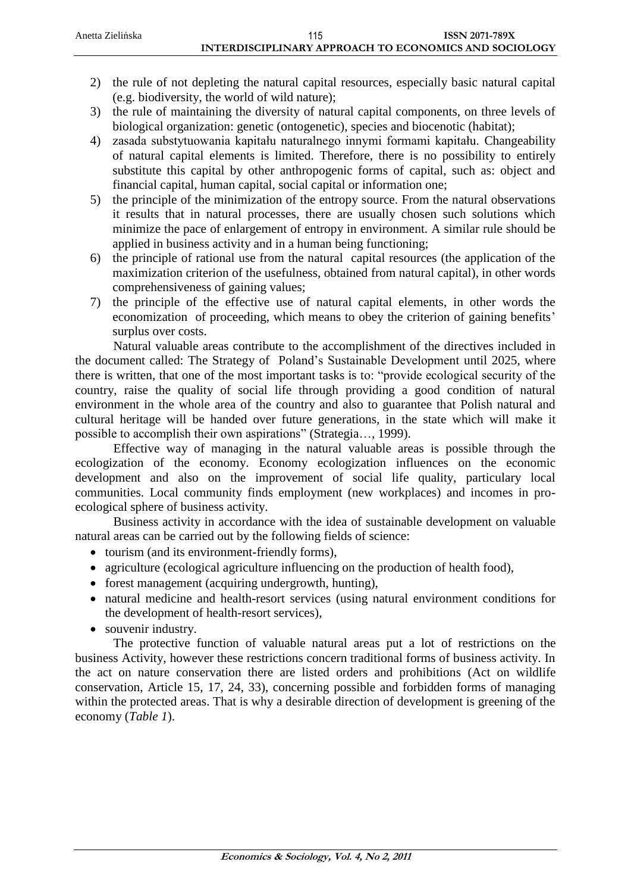2) the rule of not depleting the natural capital resources, especially basic natural capital (e.g. biodiversity, the world of wild nature);
3) the rule of maintaining the diversity of natural capital components, on three levels of biological organization: genetic (ontogenetic), species and biocenotic (habitat);
4) zasada substytuowania kapitału naturalnego innymi formami kapitału. Changeability of natural capital elements is limited. Therefore, there is no possibility to entirely substitute this capital by other anthropogenic forms of capital, such as: object and financial capital, human capital, social capital or information one;
5) the principle of the minimization of the entropy source. From the natural observations it results that in natural processes, there are usually chosen such solutions which minimize the pace of enlargement of entropy in environment. A similar rule should be applied in business activity and in a human being functioning;
6) the principle of rational use from the natural capital resources (the application of the maximization criterion of the usefulness, obtained from natural capital), in other words comprehensiveness of gaining values;
7) the principle of the effective use of natural capital elements, in other words the economization of proceeding, which means to obey the criterion of gaining benefits' surplus over costs.

Natural valuable areas contribute to the accomplishment of the directives included in the document called: The Strategy of Poland's Sustainable Development until 2025, where there is written, that one of the most important tasks is to: "provide ecological security of the country, raise the quality of social life through providing a good condition of natural environment in the whole area of the country and also to guarantee that Polish natural and cultural heritage will be handed over future generations, in the state which will make it possible to accomplish their own aspirations" (Strategia…, 1999).

Effective way of managing in the natural valuable areas is possible through the ecologization of the economy. Economy ecologization influences on the economic development and also on the improvement of social life quality, particulary local communities. Local community finds employment (new workplaces) and incomes in pro-ecological sphere of business activity.

Business activity in accordance with the idea of sustainable development on valuable natural areas can be carried out by the following fields of science:

- tourism (and its environment-friendly forms),
- agriculture (ecological agriculture influencing on the production of health food),
- forest management (acquiring undergrowth, hunting),
- natural medicine and health-resort services (using natural environment conditions for the development of health-resort services),
- souvenir industry.

The protective function of valuable natural areas put a lot of restrictions on the business Activity, however these restrictions concern traditional forms of business activity. In the act on nature conservation there are listed orders and prohibitions (Act on wildlife conservation, Article 15, 17, 24, 33), concerning possible and forbidden forms of managing within the protected areas. That is why a desirable direction of development is greening of the economy (*Table 1*).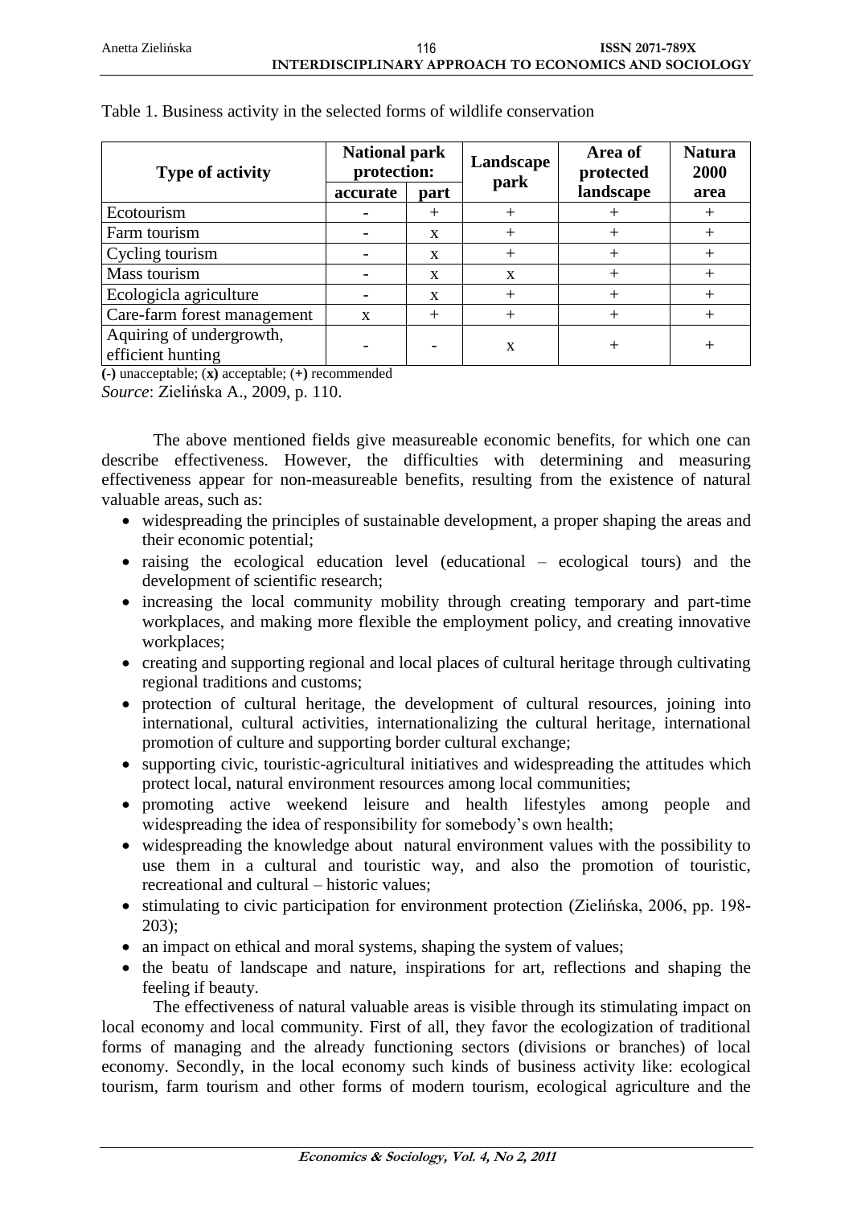Table 1. Business activity in the selected forms of wildlife conservation

| Type of activity | National park protection: | | Landscape park | Area of protected landscape | Natura 2000 area |
|---|---|---|---|---|---|
| | accurate | part | | | |
| Ecotourism | - | + | + | + | + |
| Farm tourism | - | x | + | + | + |
| Cycling tourism | - | x | + | + | + |
| Mass tourism | - | x | x | + | + |
| Ecologicla agriculture | - | x | + | + | + |
| Care-farm forest management | x | + | + | + | + |
| Aquiring of undergrowth, efficient hunting | - | - | x | + | + |

**(-)** unacceptable; (**x**) acceptable; (**+**) recommended

*Source*: Zielińska A., 2009, p. 110.

The above mentioned fields give measureable economic benefits, for which one can describe effectiveness. However, the difficulties with determining and measuring effectiveness appear for non-measureable benefits, resulting from the existence of natural valuable areas, such as:

- widespreading the principles of sustainable development, a proper shaping the areas and their economic potential;
- raising the ecological education level (educational – ecological tours) and the development of scientific research;
- increasing the local community mobility through creating temporary and part-time workplaces, and making more flexible the employment policy, and creating innovative workplaces;
- creating and supporting regional and local places of cultural heritage through cultivating regional traditions and customs;
- protection of cultural heritage, the development of cultural resources, joining into international, cultural activities, internationalizing the cultural heritage, international promotion of culture and supporting border cultural exchange;
- supporting civic, touristic-agricultural initiatives and widespreading the attitudes which protect local, natural environment resources among local communities;
- promoting active weekend leisure and health lifestyles among people and widespreading the idea of responsibility for somebody's own health;
- widespreading the knowledge about natural environment values with the possibility to use them in a cultural and touristic way, and also the promotion of touristic, recreational and cultural – historic values;
- stimulating to civic participation for environment protection (Zielińska, 2006, pp. 198-203);
- an impact on ethical and moral systems, shaping the system of values;
- the beatu of landscape and nature, inspirations for art, reflections and shaping the feeling if beauty.

The effectiveness of natural valuable areas is visible through its stimulating impact on local economy and local community. First of all, they favor the ecologization of traditional forms of managing and the already functioning sectors (divisions or branches) of local economy. Secondly, in the local economy such kinds of business activity like: ecological tourism, farm tourism and other forms of modern tourism, ecological agriculture and the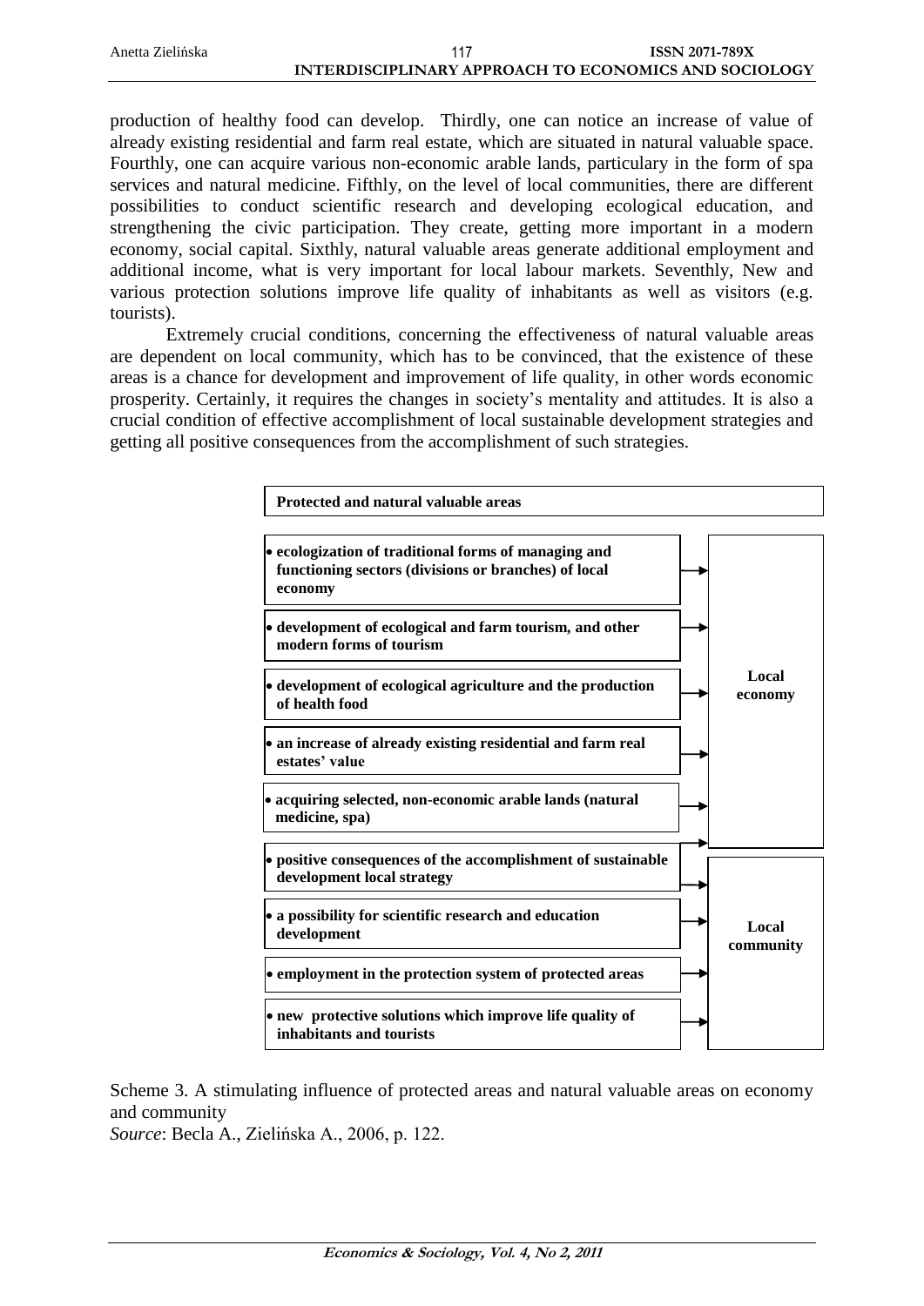production of healthy food can develop. Thirdly, one can notice an increase of value of already existing residential and farm real estate, which are situated in natural valuable space. Fourthly, one can acquire various non-economic arable lands, particulary in the form of spa services and natural medicine. Fifthly, on the level of local communities, there are different possibilities to conduct scientific research and developing ecological education, and strengthening the civic participation. They create, getting more important in a modern economy, social capital. Sixthly, natural valuable areas generate additional employment and additional income, what is very important for local labour markets. Seventhly, New and various protection solutions improve life quality of inhabitants as well as visitors (e.g. tourists).

Extremely crucial conditions, concerning the effectiveness of natural valuable areas are dependent on local community, which has to be convinced, that the existence of these areas is a chance for development and improvement of life quality, in other words economic prosperity. Certainly, it requires the changes in society's mentality and attitudes. It is also a crucial condition of effective accomplishment of local sustainable development strategies and getting all positive consequences from the accomplishment of such strategies.

**Protected and natural valuable areas**

**Local economy:**

- **ecologization of traditional forms of managing and functioning sectors (divisions or branches) of local economy**
- **development of ecological and farm tourism, and other modern forms of tourism**
- **development of ecological agriculture and the production of health food**
- **an increase of already existing residential and farm real estates' value**
- **acquiring selected, non-economic arable lands (natural medicine, spa)**
- **positive consequences of the accomplishment of sustainable development local strategy**

**Local community:**

- **positive consequences of the accomplishment of sustainable development local strategy**
- **a possibility for scientific research and education development**
- **employment in the protection system of protected areas**
- **new protective solutions which improve life quality of inhabitants and tourists**

Scheme 3. A stimulating influence of protected areas and natural valuable areas on economy and community

*Source*: Becla A., Zielińska A., 2006, p. 122.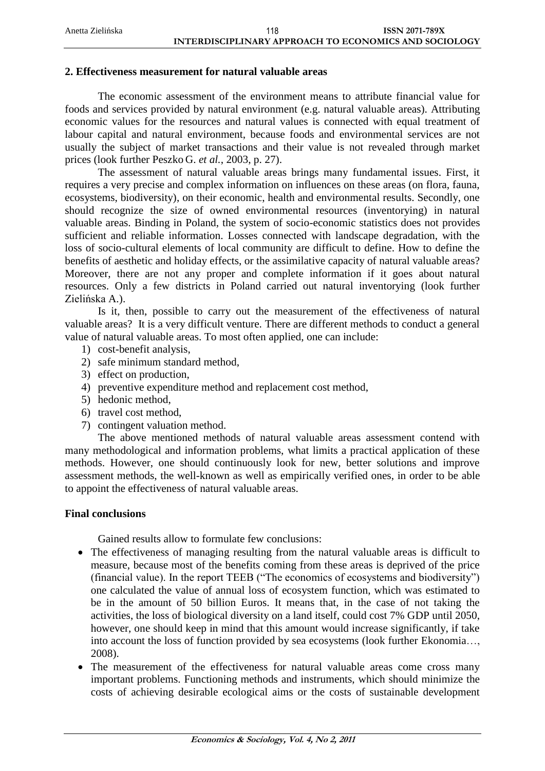## 2. Effectiveness measurement for natural valuable areas

The economic assessment of the environment means to attribute financial value for foods and services provided by natural environment (e.g. natural valuable areas). Attributing economic values for the resources and natural values is connected with equal treatment of labour capital and natural environment, because foods and environmental services are not usually the subject of market transactions and their value is not revealed through market prices (look further Peszko G. *et al.*, 2003, p. 27).

The assessment of natural valuable areas brings many fundamental issues. First, it requires a very precise and complex information on influences on these areas (on flora, fauna, ecosystems, biodiversity), on their economic, health and environmental results. Secondly, one should recognize the size of owned environmental resources (inventorying) in natural valuable areas. Binding in Poland, the system of socio-economic statistics does not provides sufficient and reliable information. Losses connected with landscape degradation, with the loss of socio-cultural elements of local community are difficult to define. How to define the benefits of aesthetic and holiday effects, or the assimilative capacity of natural valuable areas? Moreover, there are not any proper and complete information if it goes about natural resources. Only a few districts in Poland carried out natural inventorying (look further Zielińska A.).

Is it, then, possible to carry out the measurement of the effectiveness of natural valuable areas? It is a very difficult venture. There are different methods to conduct a general value of natural valuable areas. To most often applied, one can include:

1) cost-benefit analysis,
2) safe minimum standard method,
3) effect on production,
4) preventive expenditure method and replacement cost method,
5) hedonic method,
6) travel cost method,
7) contingent valuation method.

The above mentioned methods of natural valuable areas assessment contend with many methodological and information problems, what limits a practical application of these methods. However, one should continuously look for new, better solutions and improve assessment methods, the well-known as well as empirically verified ones, in order to be able to appoint the effectiveness of natural valuable areas.

## Final conclusions

Gained results allow to formulate few conclusions:

- The effectiveness of managing resulting from the natural valuable areas is difficult to measure, because most of the benefits coming from these areas is deprived of the price (financial value). In the report TEEB ("The economics of ecosystems and biodiversity") one calculated the value of annual loss of ecosystem function, which was estimated to be in the amount of 50 billion Euros. It means that, in the case of not taking the activities, the loss of biological diversity on a land itself, could cost 7% GDP until 2050, however, one should keep in mind that this amount would increase significantly, if take into account the loss of function provided by sea ecosystems (look further Ekonomia…, 2008).
- The measurement of the effectiveness for natural valuable areas come cross many important problems. Functioning methods and instruments, which should minimize the costs of achieving desirable ecological aims or the costs of sustainable development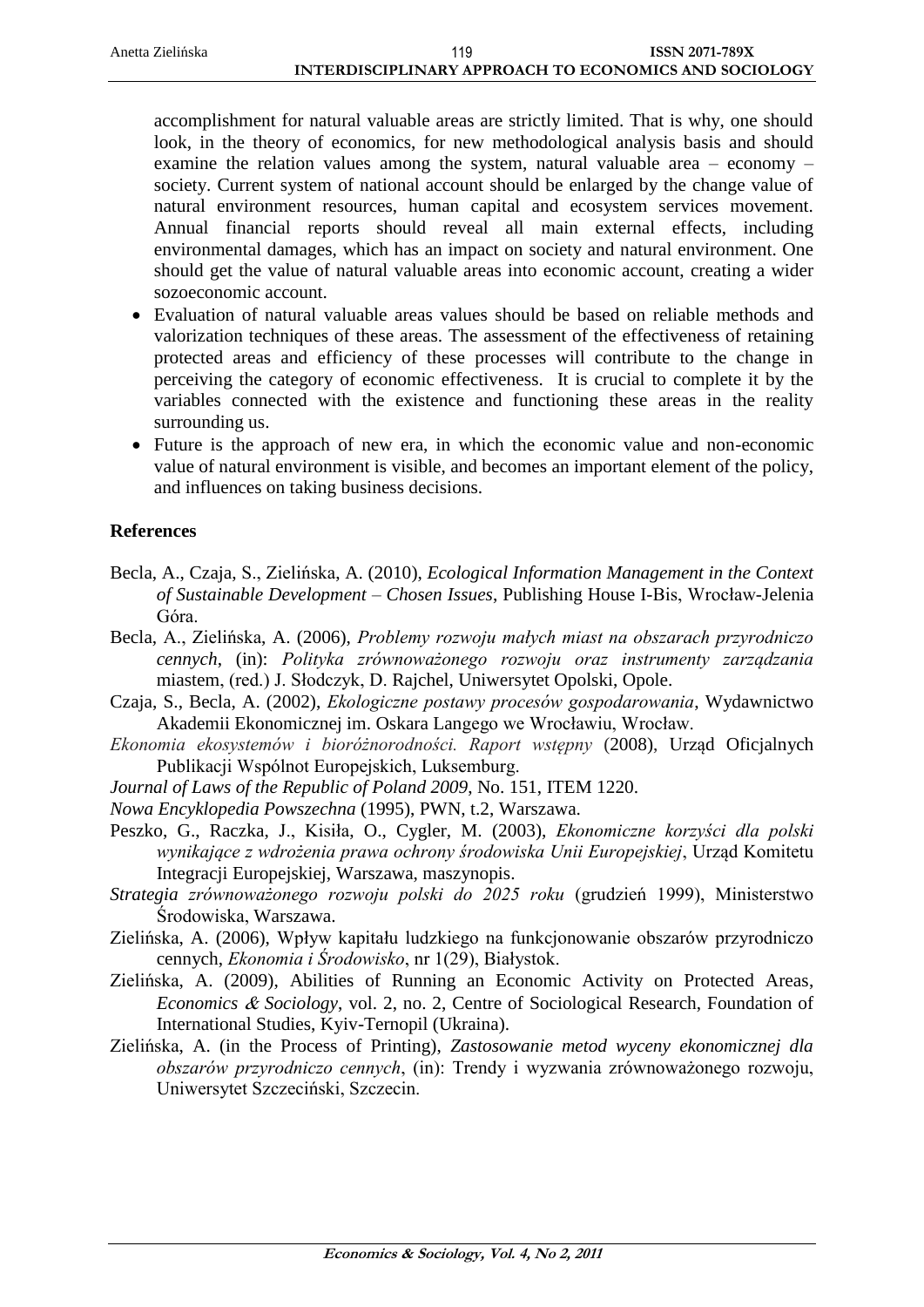accomplishment for natural valuable areas are strictly limited. That is why, one should look, in the theory of economics, for new methodological analysis basis and should examine the relation values among the system, natural valuable area – economy – society. Current system of national account should be enlarged by the change value of natural environment resources, human capital and ecosystem services movement. Annual financial reports should reveal all main external effects, including environmental damages, which has an impact on society and natural environment. One should get the value of natural valuable areas into economic account, creating a wider sozoeconomic account.

- Evaluation of natural valuable areas values should be based on reliable methods and valorization techniques of these areas. The assessment of the effectiveness of retaining protected areas and efficiency of these processes will contribute to the change in perceiving the category of economic effectiveness. It is crucial to complete it by the variables connected with the existence and functioning these areas in the reality surrounding us.
- Future is the approach of new era, in which the economic value and non-economic value of natural environment is visible, and becomes an important element of the policy, and influences on taking business decisions.

## References

Becla, A., Czaja, S., Zielińska, A. (2010), *Ecological Information Management in the Context of Sustainable Development – Chosen Issues*, Publishing House I-Bis, Wrocław-Jelenia Góra.

Becla, A., Zielińska, A. (2006), *Problemy rozwoju małych miast na obszarach przyrodniczo cennych*, (in): *Polityka zrównoważonego rozwoju oraz instrumenty zarządzania* miastem, (red.) J. Słodczyk, D. Rajchel, Uniwersytet Opolski, Opole.

Czaja, S., Becla, A. (2002), *Ekologiczne postawy procesów gospodarowania*, Wydawnictwo Akademii Ekonomicznej im. Oskara Langego we Wrocławiu, Wrocław.

*Ekonomia ekosystemów i bioróżnorodności. Raport wstępny* (2008), Urząd Oficjalnych Publikacji Wspólnot Europejskich, Luksemburg.

*Journal of Laws of the Republic of Poland 2009*, No. 151, ITEM 1220.

*Nowa Encyklopedia Powszechna* (1995), PWN, t.2, Warszawa.

Peszko, G., Raczka, J., Kisiła, O., Cygler, M. (2003), *Ekonomiczne korzyści dla polski wynikające z wdrożenia prawa ochrony środowiska Unii Europejskiej*, Urząd Komitetu Integracji Europejskiej, Warszawa, maszynopis.

*Strategia zrównoważonego rozwoju polski do 2025 roku* (grudzień 1999), Ministerstwo Środowiska, Warszawa.

Zielińska, A. (2006), Wpływ kapitału ludzkiego na funkcjonowanie obszarów przyrodniczo cennych, *Ekonomia i Środowisko*, nr 1(29), Białystok.

Zielińska, A. (2009), Abilities of Running an Economic Activity on Protected Areas, *Economics & Sociology*, vol. 2, no. 2, Centre of Sociological Research, Foundation of International Studies, Kyiv-Ternopil (Ukraina).

Zielińska, A. (in the Process of Printing), *Zastosowanie metod wyceny ekonomicznej dla obszarów przyrodniczo cennych*, (in): Trendy i wyzwania zrównoważonego rozwoju, Uniwersytet Szczeciński, Szczecin.